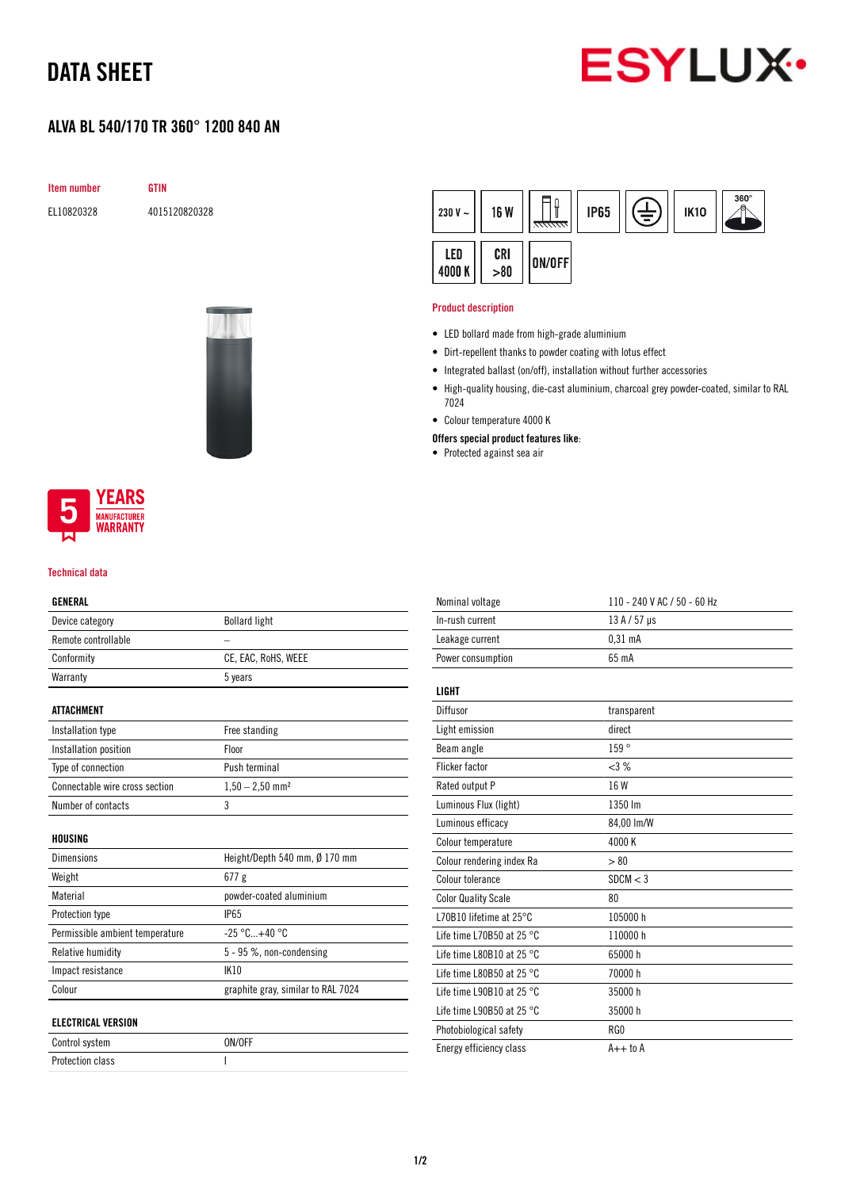# DATA SHEET

ESYLUX

## ALVA BL 540/170 TR 360° 1200 840 AN

| Item number | GTIN |
|---|---|
| EL10820328 | 4015120820328 |

230 V ~ | 16 W | IP65 | IK10 | 360° | LED 4000 K | CRI >80 | ON/OFF

5 YEARS MANUFACTURER WARRANTY

### Product description

- LED bollard made from high-grade aluminium
- Dirt-repellent thanks to powder coating with lotus effect
- Integrated ballast (on/off), installation without further accessories
- High-quality housing, die-cast aluminium, charcoal grey powder-coated, similar to RAL 7024
- Colour temperature 4000 K

**Offers special product features like:**

- Protected against sea air

### Technical data

| GENERAL | |
|---|---|
| Device category | Bollard light |
| Remote controllable | – |
| Conformity | CE, EAC, RoHS, WEEE |
| Warranty | 5 years |

| ATTACHMENT | |
|---|---|
| Installation type | Free standing |
| Installation position | Floor |
| Type of connection | Push terminal |
| Connectable wire cross section | 1,50 – 2,50 mm² |
| Number of contacts | 3 |

| HOUSING | |
|---|---|
| Dimensions | Height/Depth 540 mm, Ø 170 mm |
| Weight | 677 g |
| Material | powder-coated aluminium |
| Protection type | IP65 |
| Permissible ambient temperature | -25 °C...+40 °C |
| Relative humidity | 5 - 95 %, non-condensing |
| Impact resistance | IK10 |
| Colour | graphite gray, similar to RAL 7024 |

| ELECTRICAL VERSION | |
|---|---|
| Control system | ON/OFF |
| Protection class | I |
| Nominal voltage | 110 - 240 V AC / 50 - 60 Hz |
| In-rush current | 13 A / 57 µs |
| Leakage current | 0,31 mA |
| Power consumption | 65 mA |

| LIGHT | |
|---|---|
| Diffusor | transparent |
| Light emission | direct |
| Beam angle | 159 ° |
| Flicker factor | <3 % |
| Rated output P | 16 W |
| Luminous Flux (light) | 1350 lm |
| Luminous efficacy | 84,00 lm/W |
| Colour temperature | 4000 K |
| Colour rendering index Ra | > 80 |
| Colour tolerance | SDCM < 3 |
| Color Quality Scale | 80 |
| L70B10 lifetime at 25°C | 105000 h |
| Life time L70B50 at 25 °C | 110000 h |
| Life time L80B10 at 25 °C | 65000 h |
| Life time L80B50 at 25 °C | 70000 h |
| Life time L90B10 at 25 °C | 35000 h |
| Life time L90B50 at 25 °C | 35000 h |
| Photobiological safety | RG0 |
| Energy efficiency class | A++ to A |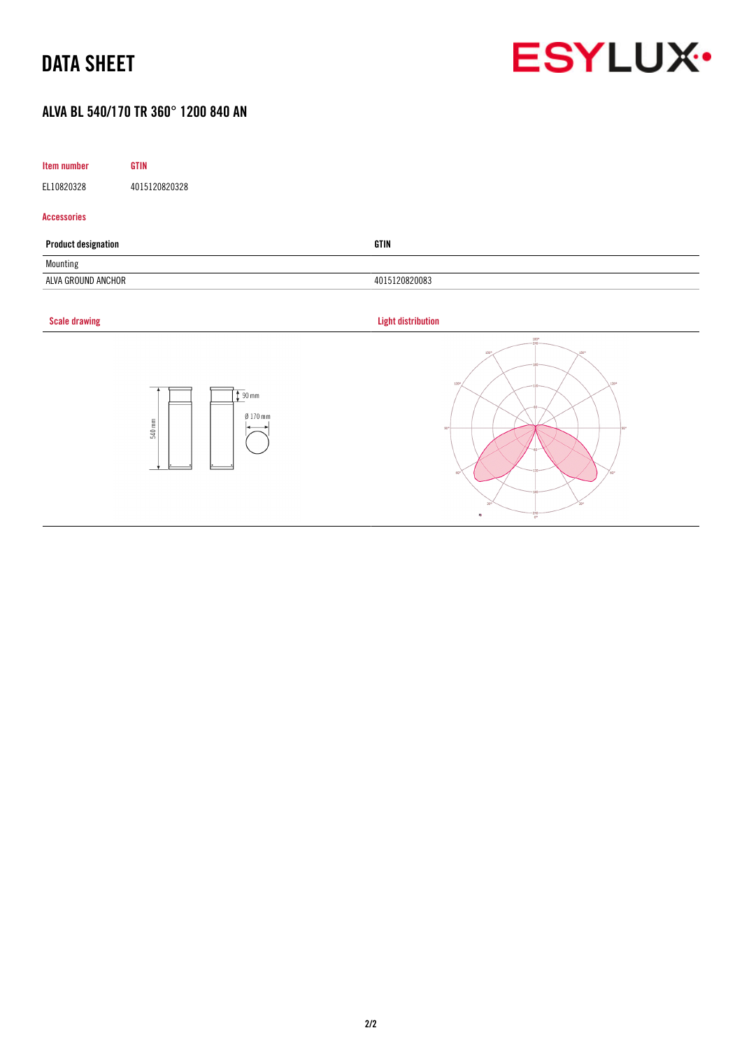# DATA SHEET

## ALVA BL 540/170 TR 360° 1200 840 AN

| Item number | GTIN |
|---|---|
| EL10820328 | 4015120820328 |

### Accessories

| Product designation | GTIN |
|---|---|
| Mounting | |
| ALVA GROUND ANCHOR | 4015120820083 |

### Scale drawing

540 mm

90 mm

Ø 170 mm

### Light distribution